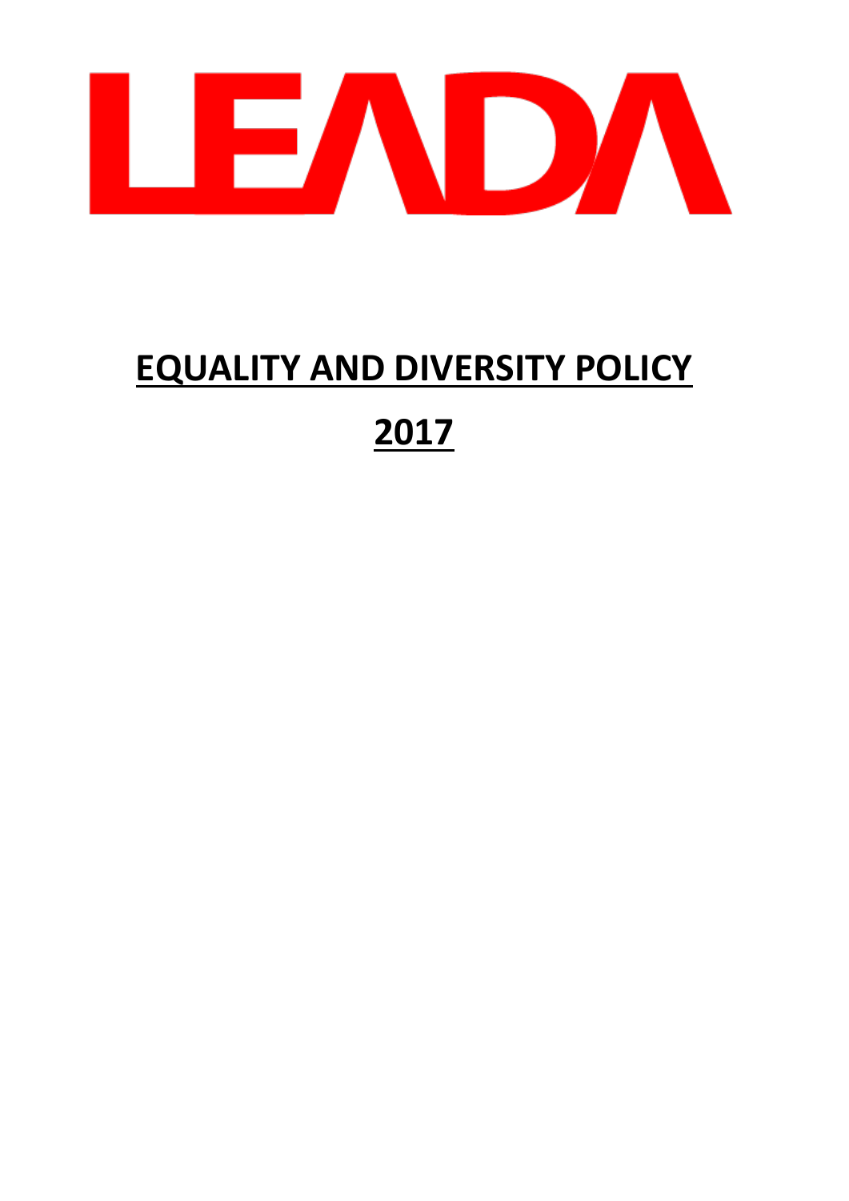LEADA

# EQUALITY AND DIVERSITY POLICY

# 2017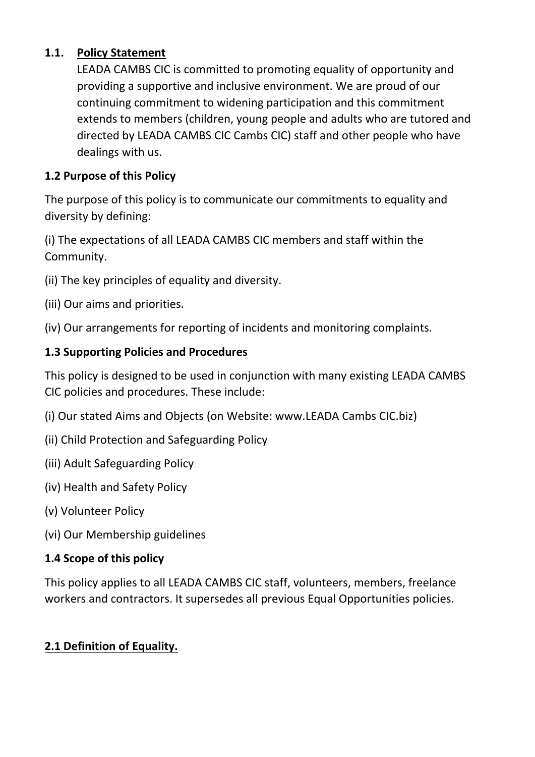## 1.1. Policy Statement

LEADA CAMBS CIC is committed to promoting equality of opportunity and providing a supportive and inclusive environment. We are proud of our continuing commitment to widening participation and this commitment extends to members (children, young people and adults who are tutored and directed by LEADA CAMBS CIC Cambs CIC) staff and other people who have dealings with us.

### 1.2 Purpose of this Policy

The purpose of this policy is to communicate our commitments to equality and diversity by defining:

(i) The expectations of all LEADA CAMBS CIC members and staff within the Community.

(ii) The key principles of equality and diversity.

(iii) Our aims and priorities.

(iv) Our arrangements for reporting of incidents and monitoring complaints.

### 1.3 Supporting Policies and Procedures

This policy is designed to be used in conjunction with many existing LEADA CAMBS CIC policies and procedures. These include:

(i) Our stated Aims and Objects (on Website: www.LEADA Cambs CIC.biz)

(ii) Child Protection and Safeguarding Policy

(iii) Adult Safeguarding Policy

(iv) Health and Safety Policy

(v) Volunteer Policy

(vi) Our Membership guidelines

### 1.4 Scope of this policy

This policy applies to all LEADA CAMBS CIC staff, volunteers, members, freelance workers and contractors. It supersedes all previous Equal Opportunities policies.

## 2.1 Definition of Equality.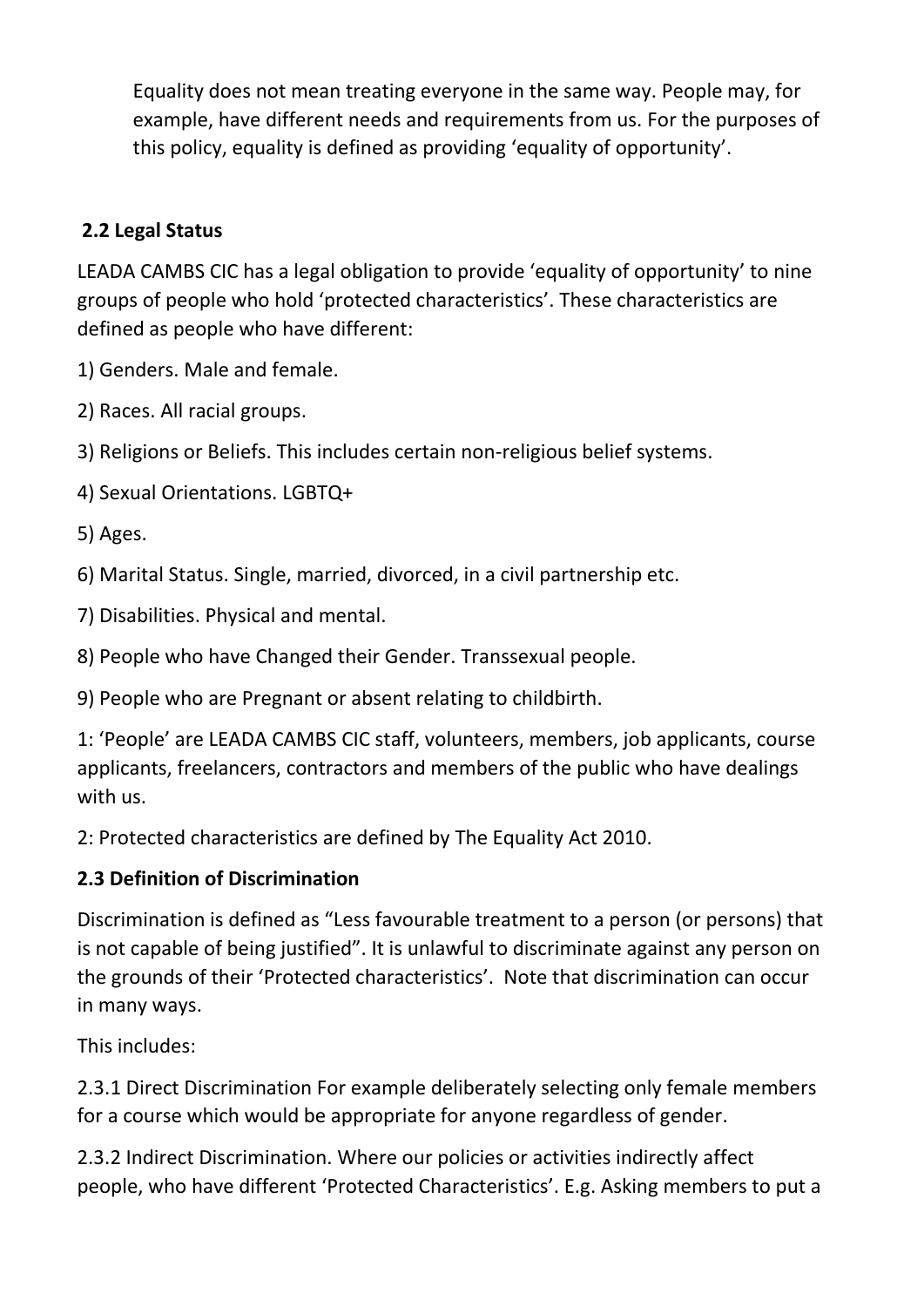Equality does not mean treating everyone in the same way. People may, for example, have different needs and requirements from us. For the purposes of this policy, equality is defined as providing 'equality of opportunity'.

**2.2 Legal Status**

LEADA CAMBS CIC has a legal obligation to provide 'equality of opportunity' to nine groups of people who hold 'protected characteristics'. These characteristics are defined as people who have different:

1) Genders. Male and female.

2) Races. All racial groups.

3) Religions or Beliefs. This includes certain non-religious belief systems.

4) Sexual Orientations. LGBTQ+

5) Ages.

6) Marital Status. Single, married, divorced, in a civil partnership etc.

7) Disabilities. Physical and mental.

8) People who have Changed their Gender. Transsexual people.

9) People who are Pregnant or absent relating to childbirth.

1: 'People' are LEADA CAMBS CIC staff, volunteers, members, job applicants, course applicants, freelancers, contractors and members of the public who have dealings with us.

2: Protected characteristics are defined by The Equality Act 2010.

**2.3 Definition of Discrimination**

Discrimination is defined as "Less favourable treatment to a person (or persons) that is not capable of being justified". It is unlawful to discriminate against any person on the grounds of their 'Protected characteristics'. Note that discrimination can occur in many ways.

This includes:

2.3.1 Direct Discrimination For example deliberately selecting only female members for a course which would be appropriate for anyone regardless of gender.

2.3.2 Indirect Discrimination. Where our policies or activities indirectly affect people, who have different 'Protected Characteristics'. E.g. Asking members to put a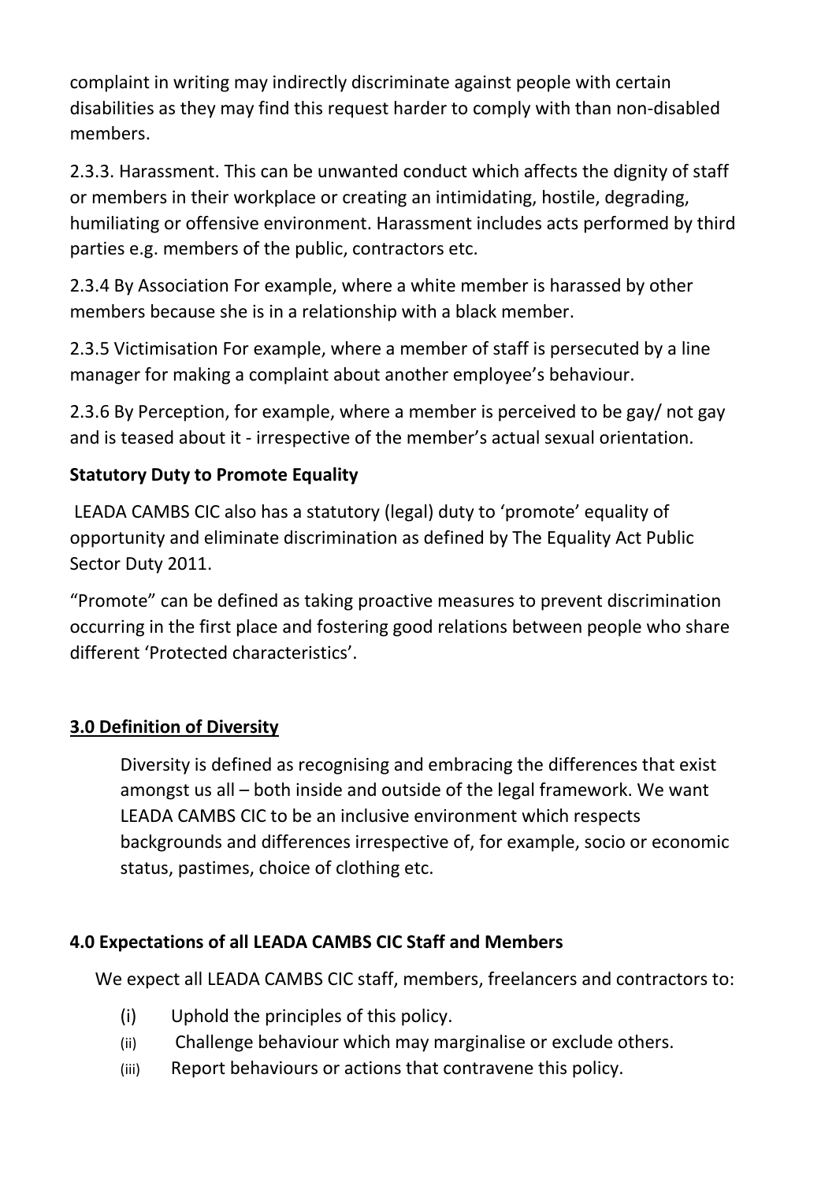complaint in writing may indirectly discriminate against people with certain disabilities as they may find this request harder to comply with than non-disabled members.

2.3.3. Harassment. This can be unwanted conduct which affects the dignity of staff or members in their workplace or creating an intimidating, hostile, degrading, humiliating or offensive environment. Harassment includes acts performed by third parties e.g. members of the public, contractors etc.

2.3.4 By Association For example, where a white member is harassed by other members because she is in a relationship with a black member.

2.3.5 Victimisation For example, where a member of staff is persecuted by a line manager for making a complaint about another employee's behaviour.

2.3.6 By Perception, for example, where a member is perceived to be gay/ not gay and is teased about it - irrespective of the member's actual sexual orientation.

**Statutory Duty to Promote Equality**

LEADA CAMBS CIC also has a statutory (legal) duty to 'promote' equality of opportunity and eliminate discrimination as defined by The Equality Act Public Sector Duty 2011.

"Promote" can be defined as taking proactive measures to prevent discrimination occurring in the first place and fostering good relations between people who share different 'Protected characteristics'.

## **3.0 Definition of Diversity**

Diversity is defined as recognising and embracing the differences that exist amongst us all – both inside and outside of the legal framework. We want LEADA CAMBS CIC to be an inclusive environment which respects backgrounds and differences irrespective of, for example, socio or economic status, pastimes, choice of clothing etc.

## **4.0 Expectations of all LEADA CAMBS CIC Staff and Members**

We expect all LEADA CAMBS CIC staff, members, freelancers and contractors to:

(i) Uphold the principles of this policy.

(ii) Challenge behaviour which may marginalise or exclude others.

(iii) Report behaviours or actions that contravene this policy.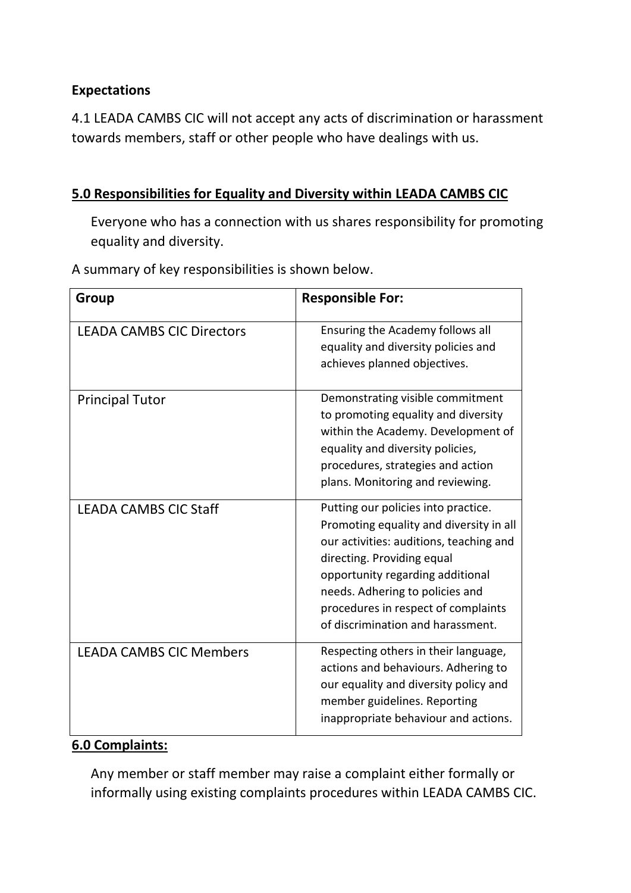**Expectations**

4.1 LEADA CAMBS CIC will not accept any acts of discrimination or harassment towards members, staff or other people who have dealings with us.

## **5.0 Responsibilities for Equality and Diversity within LEADA CAMBS CIC**

Everyone who has a connection with us shares responsibility for promoting equality and diversity.

A summary of key responsibilities is shown below.

| Group | Responsible For: |
|---|---|
| LEADA CAMBS CIC Directors | Ensuring the Academy follows all equality and diversity policies and achieves planned objectives. |
| Principal Tutor | Demonstrating visible commitment to promoting equality and diversity within the Academy. Development of equality and diversity policies, procedures, strategies and action plans. Monitoring and reviewing. |
| LEADA CAMBS CIC Staff | Putting our policies into practice. Promoting equality and diversity in all our activities: auditions, teaching and directing. Providing equal opportunity regarding additional needs. Adhering to policies and procedures in respect of complaints of discrimination and harassment. |
| LEADA CAMBS CIC Members | Respecting others in their language, actions and behaviours. Adhering to our equality and diversity policy and member guidelines. Reporting inappropriate behaviour and actions. |

## **6.0 Complaints:**

Any member or staff member may raise a complaint either formally or informally using existing complaints procedures within LEADA CAMBS CIC.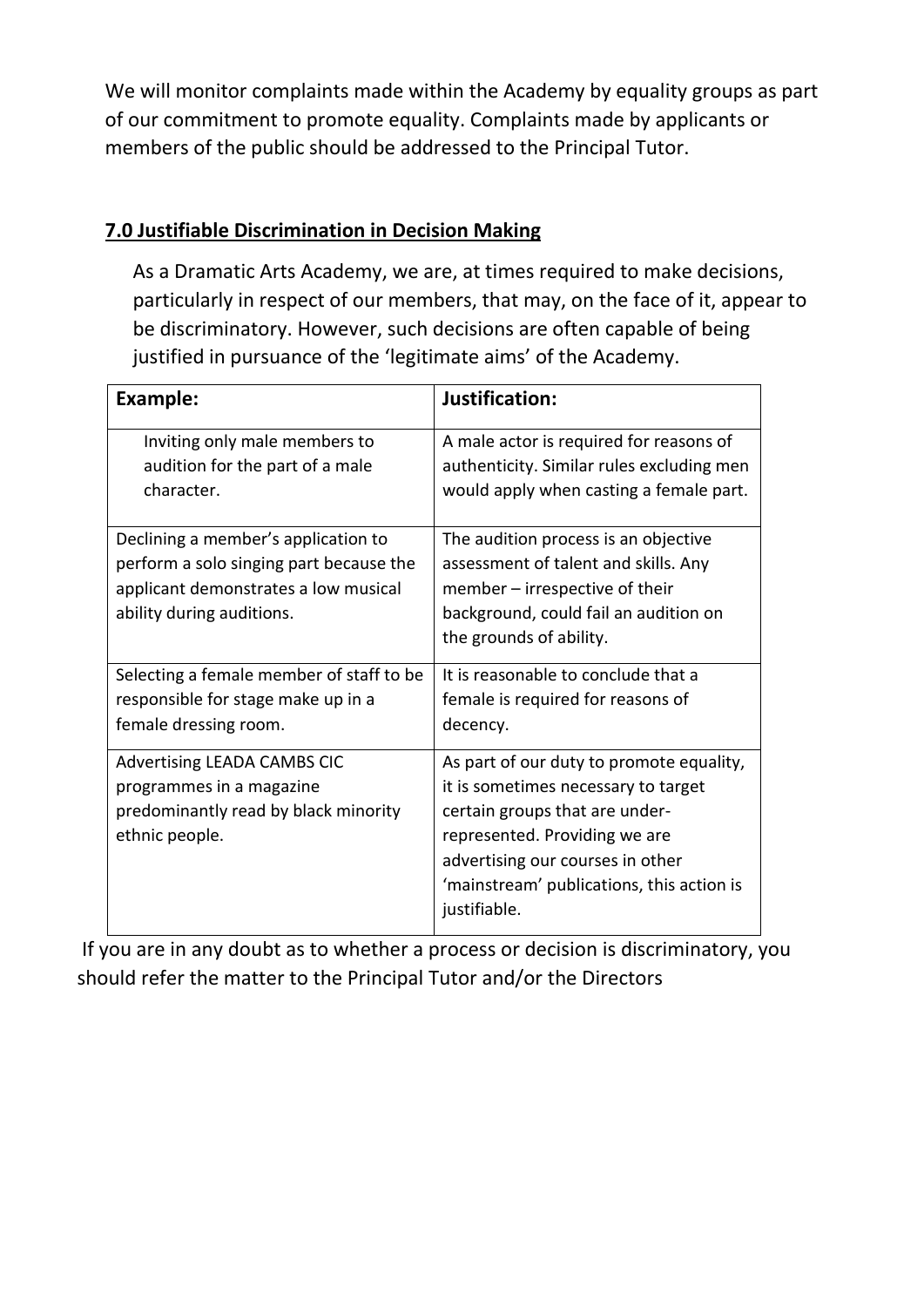We will monitor complaints made within the Academy by equality groups as part of our commitment to promote equality. Complaints made by applicants or members of the public should be addressed to the Principal Tutor.

## 7.0 Justifiable Discrimination in Decision Making

As a Dramatic Arts Academy, we are, at times required to make decisions, particularly in respect of our members, that may, on the face of it, appear to be discriminatory. However, such decisions are often capable of being justified in pursuance of the 'legitimate aims' of the Academy.

| Example: | Justification: |
|---|---|
| Inviting only male members to audition for the part of a male character. | A male actor is required for reasons of authenticity. Similar rules excluding men would apply when casting a female part. |
| Declining a member's application to perform a solo singing part because the applicant demonstrates a low musical ability during auditions. | The audition process is an objective assessment of talent and skills. Any member – irrespective of their background, could fail an audition on the grounds of ability. |
| Selecting a female member of staff to be responsible for stage make up in a female dressing room. | It is reasonable to conclude that a female is required for reasons of decency. |
| Advertising LEADA CAMBS CIC programmes in a magazine predominantly read by black minority ethnic people. | As part of our duty to promote equality, it is sometimes necessary to target certain groups that are under-represented. Providing we are advertising our courses in other 'mainstream' publications, this action is justifiable. |

If you are in any doubt as to whether a process or decision is discriminatory, you should refer the matter to the Principal Tutor and/or the Directors